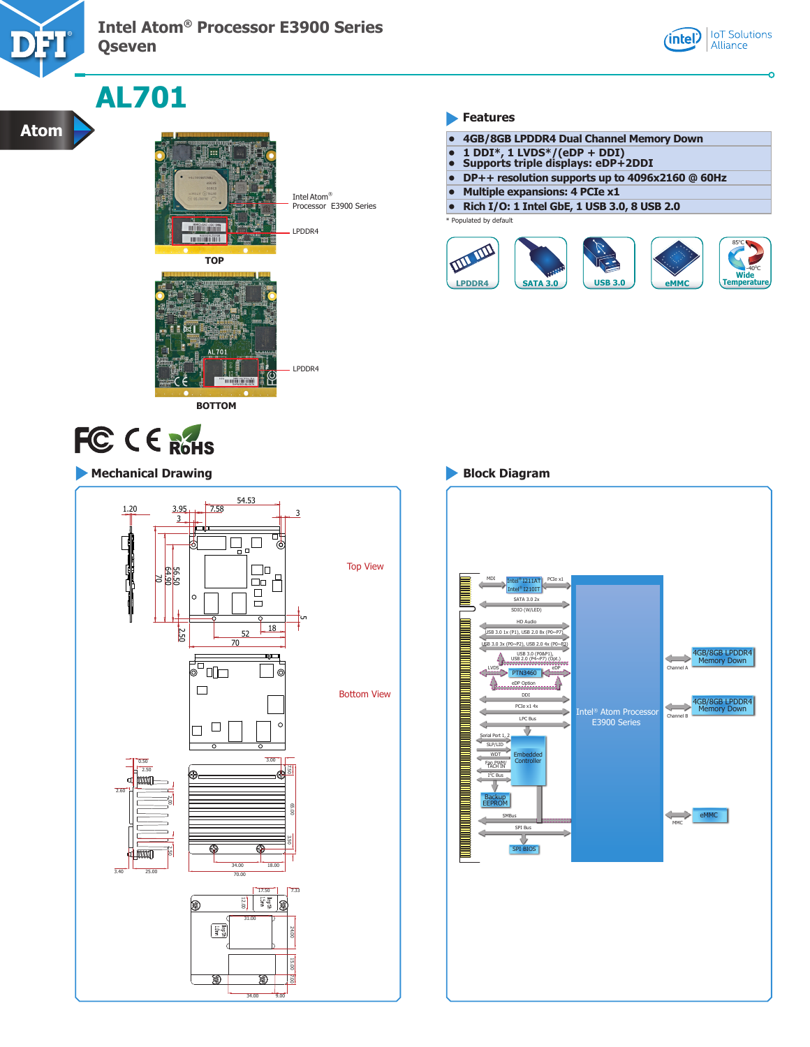# Intel Atom® Processor E3900 Series Qseven

## AL701

Atom

Intel Atom® Processor E3900 Series

LPDDR4

TOP

LPDDR4

BOTTOM

### Features

- 4GB/8GB LPDDR4 Dual Channel Memory Down
- 1 DDI*, 1 LVDS*/(eDP + DDI)
- Supports triple displays: eDP+2DDI
- DP++ resolution supports up to 4096x2160 @ 60Hz
- Multiple expansions: 4 PCIe x1
- Rich I/O: 1 Intel GbE, 1 USB 3.0, 8 USB 2.0

\* Populated by default

LPDDR4 | SATA 3.0 | USB 3.0 | eMMC | Wide Temperature (85°C / -40°C)

### Mechanical Drawing

Top View

Bottom View

### Block Diagram

MDI — Intel® I211AT / Intel® I210IT — PCIe x1

SATA 3.0 2x

SDIO (W/LED)

HD Audio

USB 3.0 1x (P1), USB 2.0 8x (P0~P7)

USB 3.0 3x (P0~P2), USB 2.0 4x (P0~P3)

USB 3.0 (P0&P1), USB 2.0 (P4~P7) (Opt.)

LVDS — PTN3460 — eDP

eDP Option

DDI

PCIe x1 4x

LPC Bus

Serial Port 1, 2

SLP/LID

WDT

Fan PWM/TACH IN

I²C Bus

Embedded Controller

Backup EEPROM

SMBus

SPI Bus

SPI BIOS

Intel® Atom Processor E3900 Series

Channel A — 4GB/8GB LPDDR4 Memory Down

Channel B — 4GB/8GB LPDDR4 Memory Down

MMC — eMMC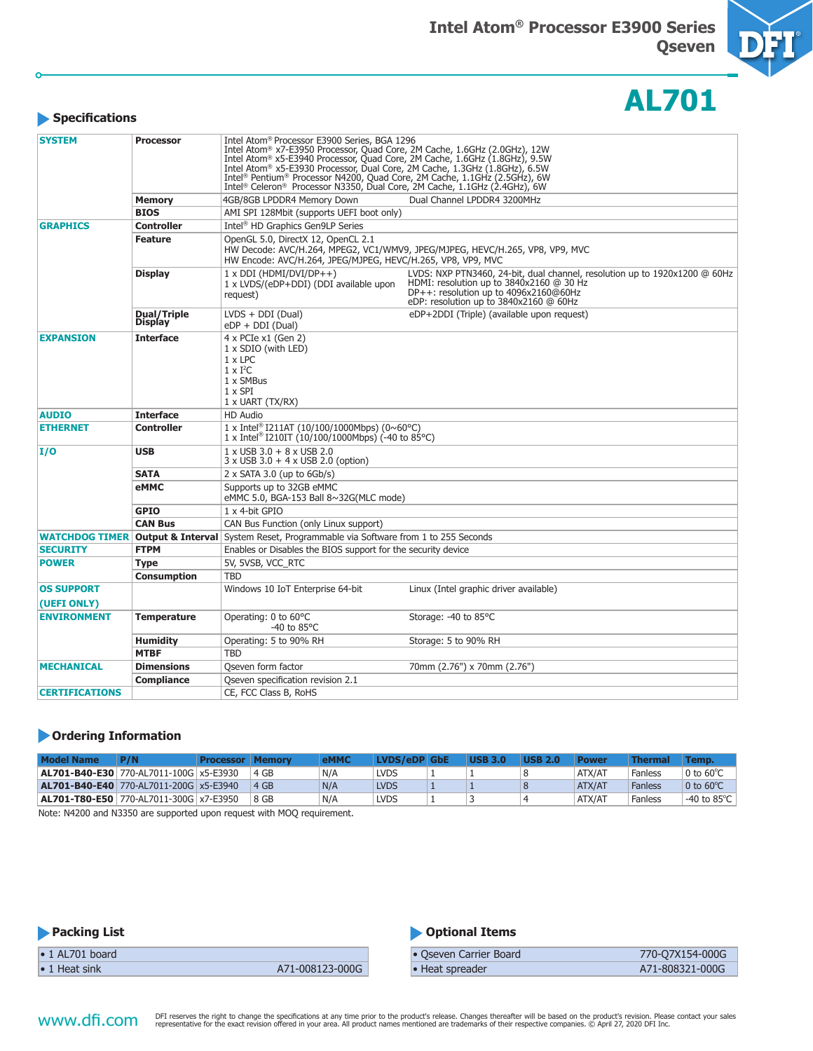# AL701

## Specifications

| | | | |
|---|---|---|---|
| **SYSTEM** | **Processor** | Intel Atom® Processor E3900 Series, BGA 1296<br>Intel Atom® x7-E3950 Processor, Quad Core, 2M Cache, 1.6GHz (2.0GHz), 12W<br>Intel Atom® x5-E3940 Processor, Quad Core, 2M Cache, 1.6GHz (1.8GHz), 9.5W<br>Intel Atom® x5-E3930 Processor, Dual Core, 2M Cache, 1.3GHz (1.8GHz), 6.5W<br>Intel® Pentium® Processor N4200, Quad Core, 2M Cache, 1.1GHz (2.5GHz), 6W<br>Intel® Celeron® Processor N3350, Dual Core, 2M Cache, 1.1GHz (2.4GHz), 6W | |
| | **Memory** | 4GB/8GB LPDDR4 Memory Down | Dual Channel LPDDR4 3200MHz |
| | **BIOS** | AMI SPI 128Mbit (supports UEFI boot only) | |
| **GRAPHICS** | **Controller** | Intel® HD Graphics Gen9LP Series | |
| | **Feature** | OpenGL 5.0, DirectX 12, OpenCL 2.1<br>HW Decode: AVC/H.264, MPEG2, VC1/WMV9, JPEG/MJPEG, HEVC/H.265, VP8, VP9, MVC<br>HW Encode: AVC/H.264, JPEG/MJPEG, HEVC/H.265, VP8, VP9, MVC | |
| | **Display** | 1 x DDI (HDMI/DVI/DP++)<br>1 x LVDS/(eDP+DDI) (DDI available upon request) | LVDS: NXP PTN3460, 24-bit, dual channel, resolution up to 1920x1200 @ 60Hz<br>HDMI: resolution up to 3840x2160 @ 30 Hz<br>DP++: resolution up to 4096x2160@60Hz<br>eDP: resolution up to 3840x2160 @ 60Hz |
| | **Dual/Triple Display** | LVDS + DDI (Dual)<br>eDP + DDI (Dual) | eDP+2DDI (Triple) (available upon request) |
| **EXPANSION** | **Interface** | 4 x PCIe x1 (Gen 2)<br>1 x SDIO (with LED)<br>1 x LPC<br>1 x I²C<br>1 x SMBus<br>1 x SPI<br>1 x UART (TX/RX) | |
| **AUDIO** | **Interface** | HD Audio | |
| **ETHERNET** | **Controller** | 1 x Intel® I211AT (10/100/1000Mbps) (0~60°C)<br>1 x Intel® I210IT (10/100/1000Mbps) (-40 to 85°C) | |
| **I/O** | **USB** | 1 x USB 3.0 + 8 x USB 2.0<br>3 x USB 3.0 + 4 x USB 2.0 (option) | |
| | **SATA** | 2 x SATA 3.0 (up to 6Gb/s) | |
| | **eMMC** | Supports up to 32GB eMMC<br>eMMC 5.0, BGA-153 Ball 8~32G(MLC mode) | |
| | **GPIO** | 1 x 4-bit GPIO | |
| | **CAN Bus** | CAN Bus Function (only Linux support) | |
| **WATCHDOG TIMER** | **Output & Interval** | System Reset, Programmable via Software from 1 to 255 Seconds | |
| **SECURITY** | **FTPM** | Enables or Disables the BIOS support for the security device | |
| **POWER** | **Type** | 5V, 5VSB, VCC_RTC | |
| | **Consumption** | TBD | |
| **OS SUPPORT (UEFI ONLY)** | | Windows 10 IoT Enterprise 64-bit | Linux (Intel graphic driver available) |
| **ENVIRONMENT** | **Temperature** | Operating: 0 to 60°C<br>-40 to 85°C | Storage: -40 to 85°C |
| | **Humidity** | Operating: 5 to 90% RH | Storage: 5 to 90% RH |
| | **MTBF** | TBD | |
| **MECHANICAL** | **Dimensions** | Qseven form factor | 70mm (2.76") x 70mm (2.76") |
| | **Compliance** | Qseven specification revision 2.1 | |
| **CERTIFICATIONS** | | CE, FCC Class B, RoHS | |

## Ordering Information

| Model Name | P/N | Processor | Memory | eMMC | LVDS/eDP | GbE | USB 3.0 | USB 2.0 | Power | Thermal | Temp. |
|---|---|---|---|---|---|---|---|---|---|---|---|
| **AL701-B40-E30** | 770-AL7011-100G | x5-E3930 | 4 GB | N/A | LVDS | 1 | 1 | 8 | ATX/AT | Fanless | 0 to 60°C |
| **AL701-B40-E40** | 770-AL7011-200G | x5-E3940 | 4 GB | N/A | LVDS | 1 | 1 | 8 | ATX/AT | Fanless | 0 to 60°C |
| **AL701-T80-E50** | 770-AL7011-300G | x7-E3950 | 8 GB | N/A | LVDS | 1 | 3 | 4 | ATX/AT | Fanless | -40 to 85°C |

Note: N4200 and N3350 are supported upon request with MOQ requirement.

## Packing List

| | |
|---|---|
| • 1 AL701 board | |
| • 1 Heat sink | A71-008123-000G |

## Optional Items

| | |
|---|---|
| • Qseven Carrier Board | 770-Q7X154-000G |
| • Heat spreader | A71-808321-000G |

www.dfi.com

DFI reserves the right to change the specifications at any time prior to the product's release. Changes thereafter will be based on the product's revision. Please contact your sales representative for the exact revision offered in your area. All product names mentioned are trademarks of their respective companies. © April 27, 2020 DFI Inc.